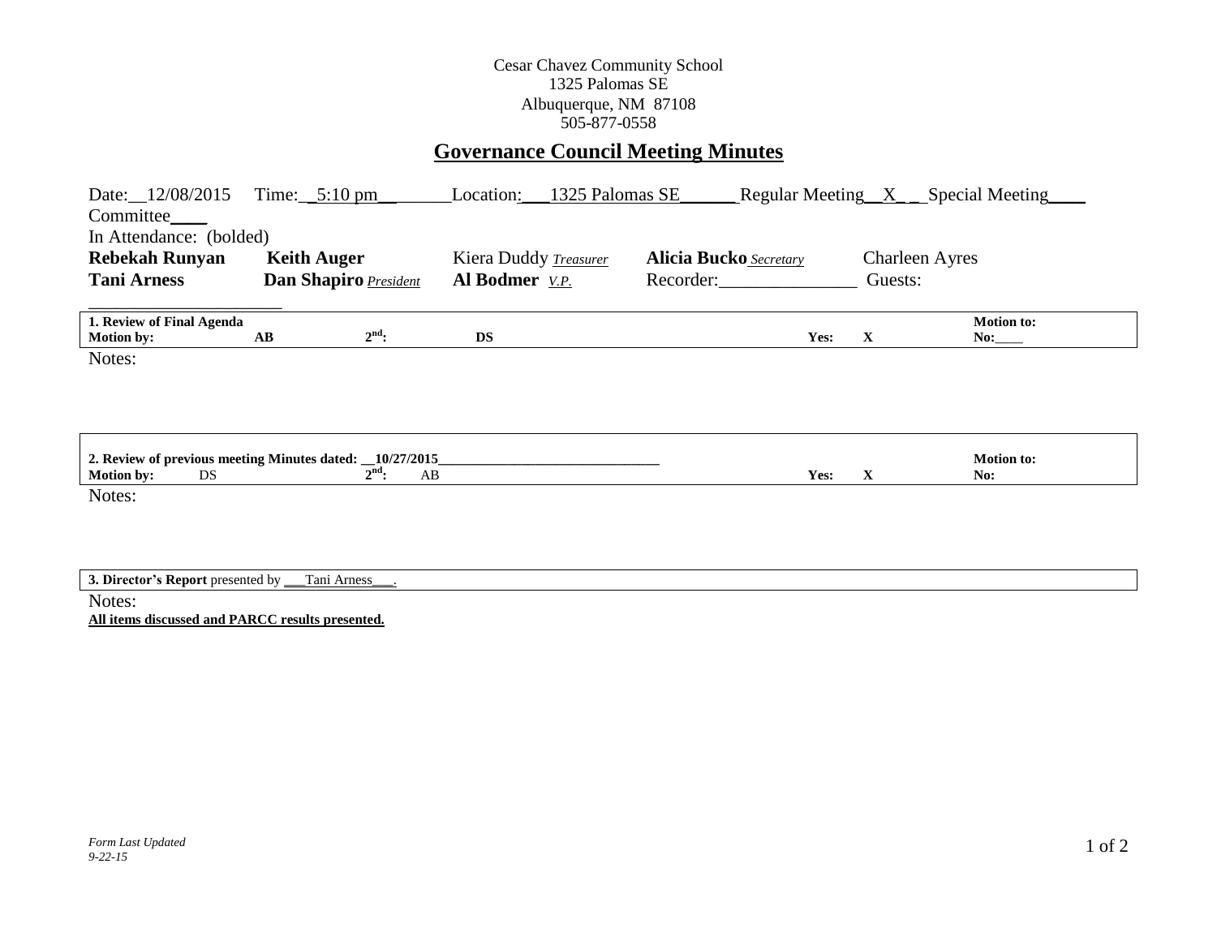Cesar Chavez Community School
1325 Palomas SE
Albuquerque, NM 87108
505-877-0558

# Governance Council Meeting Minutes

Date: 12/08/2015 Time: 5:10 pm Location: 1325 Palomas SE Regular Meeting X Special Meeting ____ Committee ____

In Attendance: (bolded)

| | | | | |
|---|---|---|---|---|
| **Rebekah Runyan** | **Keith Auger** | Kiera Duddy *Treasurer* | **Alicia Bucko** *Secretary* | Charleen Ayres |
| **Tani Arness** | **Dan Shapiro** *President* | **Al Bodmer** *V.P.* | Recorder:_______________ | Guests: |

| **1. Review of Final Agenda** | | | | | | **Motion to:** |
|---|---|---|---|---|---|---|
| **Motion by:** | **AB** | **2nd:** | **DS** | **Yes:** | **X** | **No:**____ |

Notes:

| **2. Review of previous meeting Minutes dated: 10/27/2015** | | | | | | **Motion to:** |
|---|---|---|---|---|---|---|
| **Motion by:** | DS | **2nd:** | AB | **Yes:** | **X** | **No:** |

Notes:

**3. Director's Report** presented by Tani Arness.

Notes:

**All items discussed and PARCC results presented.**

*Form Last Updated 9-22-15*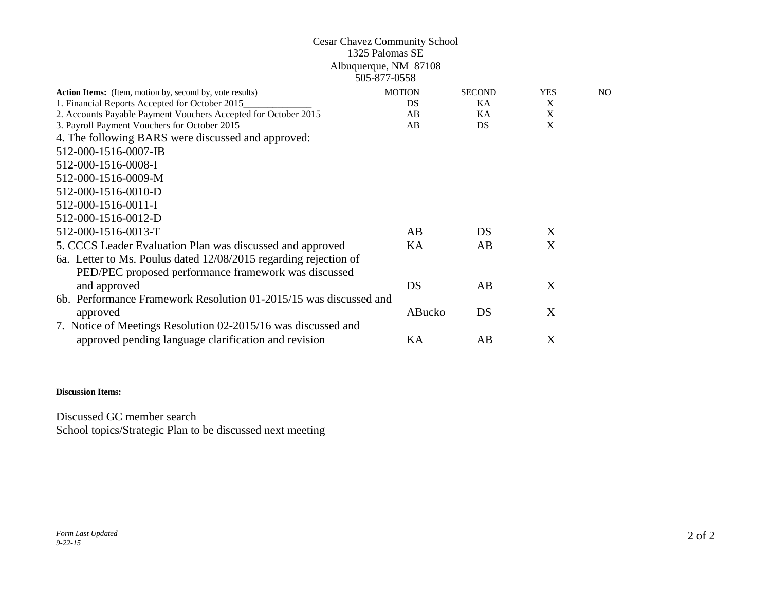Cesar Chavez Community School
1325 Palomas SE
Albuquerque, NM 87108
505-877-0558

| **Action Items:** (Item, motion by, second by, vote results) | MOTION | SECOND | YES | NO |
|---|---|---|---|---|
| 1. Financial Reports Accepted for October 2015_____________ | DS | KA | X | |
| 2. Accounts Payable Payment Vouchers Accepted for October 2015 | AB | KA | X | |
| 3. Payroll Payment Vouchers for October 2015 | AB | DS | X | |
| 4. The following BARS were discussed and approved: | | | | |
| 512-000-1516-0007-IB | | | | |
| 512-000-1516-0008-I | | | | |
| 512-000-1516-0009-M | | | | |
| 512-000-1516-0010-D | | | | |
| 512-000-1516-0011-I | | | | |
| 512-000-1516-0012-D | | | | |
| 512-000-1516-0013-T | AB | DS | X | |
| 5. CCCS Leader Evaluation Plan was discussed and approved | KA | AB | X | |
| 6a. Letter to Ms. Poulus dated 12/08/2015 regarding rejection of PED/PEC proposed performance framework was discussed and approved | DS | AB | X | |
| 6b. Performance Framework Resolution 01-2015/15 was discussed and approved | ABucko | DS | X | |
| 7. Notice of Meetings Resolution 02-2015/16 was discussed and approved pending language clarification and revision | KA | AB | X | |

**Discussion Items:**

Discussed GC member search
School topics/Strategic Plan to be discussed next meeting

*Form Last Updated*
*9-22-15*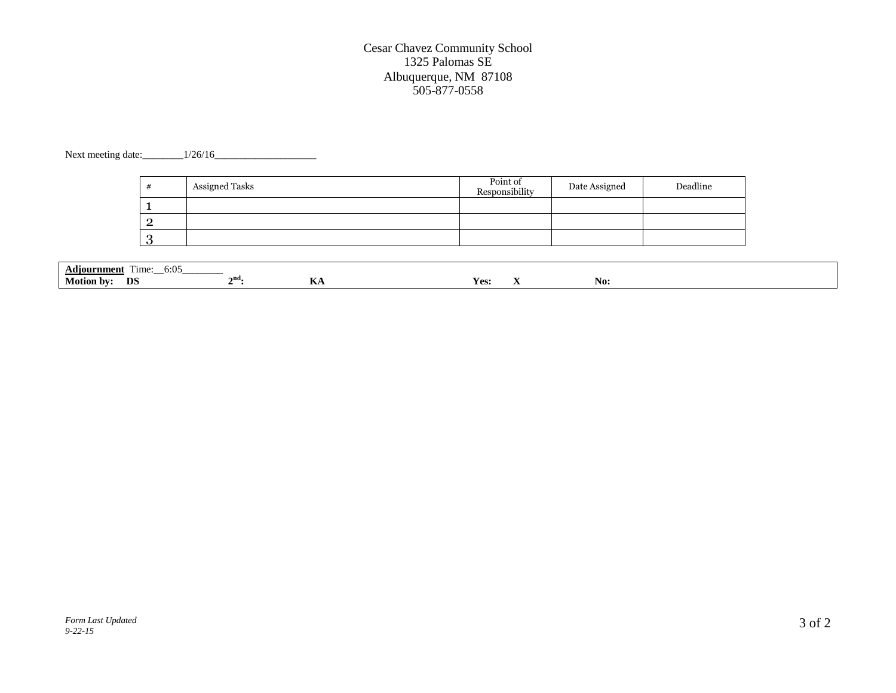Cesar Chavez Community School
1325 Palomas SE
Albuquerque, NM 87108
505-877-0558

Next meeting date:________1/26/16____________________

| # | Assigned Tasks | Point of Responsibility | Date Assigned | Deadline |
| --- | --- | --- | --- | --- |
| 1 | | | | |
| 2 | | | | |
| 3 | | | | |

| | | | | | | | |
| --- | --- | --- | --- | --- | --- | --- | --- |
| **Adjournment** Time:__6:05________ | | | | | | | |
| **Motion by:** | **DS** | **2nd:** | **KA** | **Yes:** | **X** | **No:** | |

*Form Last Updated*
*9-22-15*